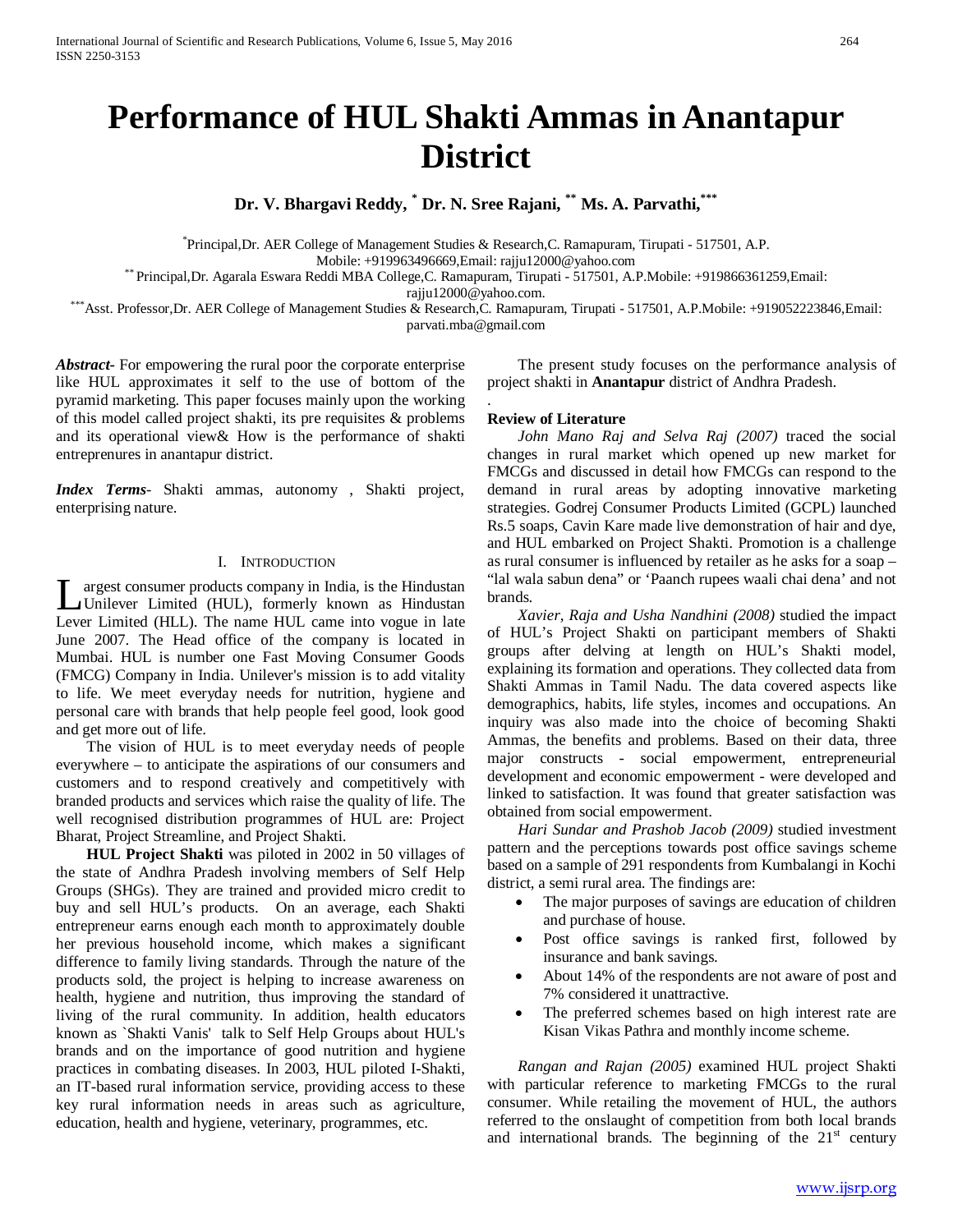# Performance of HUL Shakti Ammas in Anantapur District

**Dr. V. Bhargavi Reddy, [*] Dr. N. Sree Rajani, [**] Ms. A. Parvathi,[***]**

[*]Principal,Dr. AER College of Management Studies & Research,C. Ramapuram, Tirupati - 517501, A.P. Mobile: +919963496669,Email: rajju12000@yahoo.com
[**] Principal,Dr. Agarala Eswara Reddi MBA College,C. Ramapuram, Tirupati - 517501, A.P.Mobile: +919866361259,Email: rajju12000@yahoo.com.
[***]Asst. Professor,Dr. AER College of Management Studies & Research,C. Ramapuram, Tirupati - 517501, A.P.Mobile: +919052223846,Email: parvati.mba@gmail.com

***Abstract-*** For empowering the rural poor the corporate enterprise like HUL approximates it self to the use of bottom of the pyramid marketing. This paper focuses mainly upon the working of this model called project shakti, its pre requisites & problems and its operational view& How is the performance of shakti entreprenures in anantapur district.

***Index Terms-*** Shakti ammas, autonomy , Shakti project, enterprising nature.

## I. Introduction

Largest consumer products company in India, is the Hindustan Unilever Limited (HUL), formerly known as Hindustan Lever Limited (HLL). The name HUL came into vogue in late June 2007. The Head office of the company is located in Mumbai. HUL is number one Fast Moving Consumer Goods (FMCG) Company in India. Unilever's mission is to add vitality to life. We meet everyday needs for nutrition, hygiene and personal care with brands that help people feel good, look good and get more out of life.

The vision of HUL is to meet everyday needs of people everywhere – to anticipate the aspirations of our consumers and customers and to respond creatively and competitively with branded products and services which raise the quality of life. The well recognised distribution programmes of HUL are: Project Bharat, Project Streamline, and Project Shakti.

**HUL Project Shakti** was piloted in 2002 in 50 villages of the state of Andhra Pradesh involving members of Self Help Groups (SHGs). They are trained and provided micro credit to buy and sell HUL's products. On an average, each Shakti entrepreneur earns enough each month to approximately double her previous household income, which makes a significant difference to family living standards. Through the nature of the products sold, the project is helping to increase awareness on health, hygiene and nutrition, thus improving the standard of living of the rural community. In addition, health educators known as `Shakti Vanis' talk to Self Help Groups about HUL's brands and on the importance of good nutrition and hygiene practices in combating diseases. In 2003, HUL piloted I-Shakti, an IT-based rural information service, providing access to these key rural information needs in areas such as agriculture, education, health and hygiene, veterinary, programmes, etc.

The present study focuses on the performance analysis of project shakti in **Anantapur** district of Andhra Pradesh.

.

### Review of Literature

*John Mano Raj and Selva Raj (2007)* traced the social changes in rural market which opened up new market for FMCGs and discussed in detail how FMCGs can respond to the demand in rural areas by adopting innovative marketing strategies. Godrej Consumer Products Limited (GCPL) launched Rs.5 soaps, Cavin Kare made live demonstration of hair and dye, and HUL embarked on Project Shakti. Promotion is a challenge as rural consumer is influenced by retailer as he asks for a soap – "lal wala sabun dena" or 'Paanch rupees waali chai dena' and not brands.

*Xavier, Raja and Usha Nandhini (2008)* studied the impact of HUL's Project Shakti on participant members of Shakti groups after delving at length on HUL's Shakti model, explaining its formation and operations. They collected data from Shakti Ammas in Tamil Nadu. The data covered aspects like demographics, habits, life styles, incomes and occupations. An inquiry was also made into the choice of becoming Shakti Ammas, the benefits and problems. Based on their data, three major constructs - social empowerment, entrepreneurial development and economic empowerment - were developed and linked to satisfaction. It was found that greater satisfaction was obtained from social empowerment.

*Hari Sundar and Prashob Jacob (2009)* studied investment pattern and the perceptions towards post office savings scheme based on a sample of 291 respondents from Kumbalangi in Kochi district, a semi rural area. The findings are:

- The major purposes of savings are education of children and purchase of house.
- Post office savings is ranked first, followed by insurance and bank savings.
- About 14% of the respondents are not aware of post and 7% considered it unattractive.
- The preferred schemes based on high interest rate are Kisan Vikas Pathra and monthly income scheme.

*Rangan and Rajan (2005)* examined HUL project Shakti with particular reference to marketing FMCGs to the rural consumer. While retailing the movement of HUL, the authors referred to the onslaught of competition from both local brands and international brands. The beginning of the 21st century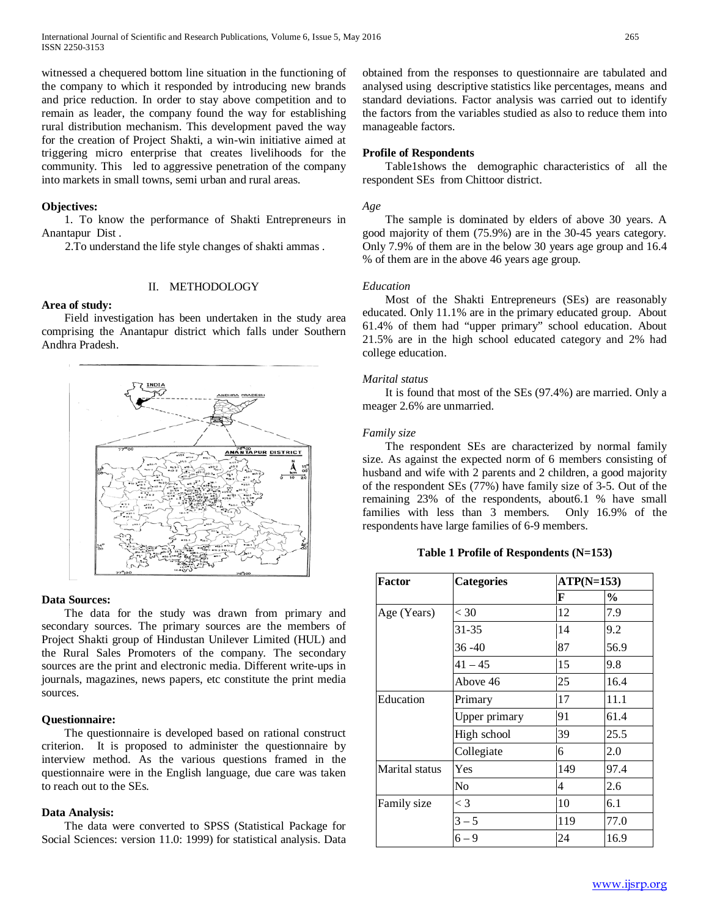witnessed a chequered bottom line situation in the functioning of the company to which it responded by introducing new brands and price reduction. In order to stay above competition and to remain as leader, the company found the way for establishing rural distribution mechanism. This development paved the way for the creation of Project Shakti, a win-win initiative aimed at triggering micro enterprise that creates livelihoods for the community. This led to aggressive penetration of the company into markets in small towns, semi urban and rural areas.

**Objectives:**

1. To know the performance of Shakti Entrepreneurs in Anantapur Dist .

2.To understand the life style changes of shakti ammas .

## II. METHODOLOGY

**Area of study:**

Field investigation has been undertaken in the study area comprising the Anantapur district which falls under Southern Andhra Pradesh.

**Data Sources:**

The data for the study was drawn from primary and secondary sources. The primary sources are the members of Project Shakti group of Hindustan Unilever Limited (HUL) and the Rural Sales Promoters of the company. The secondary sources are the print and electronic media. Different write-ups in journals, magazines, news papers, etc constitute the print media sources.

**Questionnaire:**

The questionnaire is developed based on rational construct criterion. It is proposed to administer the questionnaire by interview method. As the various questions framed in the questionnaire were in the English language, due care was taken to reach out to the SEs.

**Data Analysis:**

The data were converted to SPSS (Statistical Package for Social Sciences: version 11.0: 1999) for statistical analysis. Data obtained from the responses to questionnaire are tabulated and analysed using descriptive statistics like percentages, means and standard deviations. Factor analysis was carried out to identify the factors from the variables studied as also to reduce them into manageable factors.

**Profile of Respondents**

Table1shows the demographic characteristics of all the respondent SEs from Chittoor district.

*Age*

The sample is dominated by elders of above 30 years. A good majority of them (75.9%) are in the 30-45 years category. Only 7.9% of them are in the below 30 years age group and 16.4 % of them are in the above 46 years age group.

*Education*

Most of the Shakti Entrepreneurs (SEs) are reasonably educated. Only 11.1% are in the primary educated group. About 61.4% of them had “upper primary” school education. About 21.5% are in the high school educated category and 2% had college education.

*Marital status*

It is found that most of the SEs (97.4%) are married. Only a meager 2.6% are unmarried.

*Family size*

The respondent SEs are characterized by normal family size. As against the expected norm of 6 members consisting of husband and wife with 2 parents and 2 children, a good majority of the respondent SEs (77%) have family size of 3-5. Out of the remaining 23% of the respondents, about6.1 % have small families with less than 3 members. Only 16.9% of the respondents have large families of 6-9 members.

**Table 1 Profile of Respondents (N=153)**

| Factor | Categories | ATP(N=153) | |
|---|---|---|---|
| | | F | % |
| Age (Years) | < 30 | 12 | 7.9 |
| | 31-35 | 14 | 9.2 |
| | 36 -40 | 87 | 56.9 |
| | 41 – 45 | 15 | 9.8 |
| | Above 46 | 25 | 16.4 |
| Education | Primary | 17 | 11.1 |
| | Upper primary | 91 | 61.4 |
| | High school | 39 | 25.5 |
| | Collegiate | 6 | 2.0 |
| Marital status | Yes | 149 | 97.4 |
| | No | 4 | 2.6 |
| Family size | < 3 | 10 | 6.1 |
| | 3 – 5 | 119 | 77.0 |
| | 6 – 9 | 24 | 16.9 |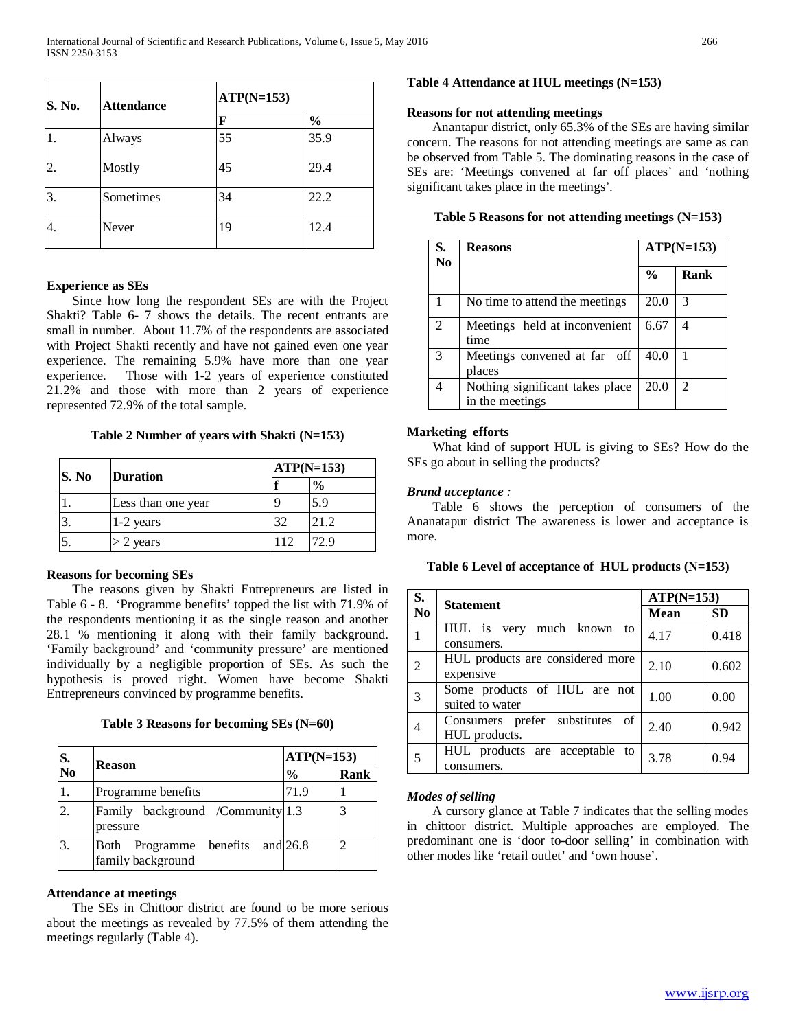| S. No. | Attendance | ATP(N=153) | |
|---|---|---|---|
| | | F | % |
| 1. | Always | 55 | 35.9 |
| 2. | Mostly | 45 | 29.4 |
| 3. | Sometimes | 34 | 22.2 |
| 4. | Never | 19 | 12.4 |

**Table 4 Attendance at HUL meetings (N=153)**

**Reasons for not attending meetings**

Anantapur district, only 65.3% of the SEs are having similar concern. The reasons for not attending meetings are same as can be observed from Table 5. The dominating reasons in the case of SEs are: 'Meetings convened at far off places' and 'nothing significant takes place in the meetings'.

**Table 5 Reasons for not attending meetings (N=153)**

| S. No | Reasons | ATP(N=153) | |
|---|---|---|---|
| | | % | Rank |
| 1 | No time to attend the meetings | 20.0 | 3 |
| 2 | Meetings held at inconvenient time | 6.67 | 4 |
| 3 | Meetings convened at far off places | 40.0 | 1 |
| 4 | Nothing significant takes place in the meetings | 20.0 | 2 |

**Experience as SEs**

Since how long the respondent SEs are with the Project Shakti? Table 6- 7 shows the details. The recent entrants are small in number. About 11.7% of the respondents are associated with Project Shakti recently and have not gained even one year experience. The remaining 5.9% have more than one year experience. Those with 1-2 years of experience constituted 21.2% and those with more than 2 years of experience represented 72.9% of the total sample.

**Table 2 Number of years with Shakti (N=153)**

| S. No | Duration | ATP(N=153) | |
|---|---|---|---|
| | | f | % |
| 1. | Less than one year | 9 | 5.9 |
| 3. | 1-2 years | 32 | 21.2 |
| 5. | > 2 years | 112 | 72.9 |

**Reasons for becoming SEs**

The reasons given by Shakti Entrepreneurs are listed in Table 6 - 8. 'Programme benefits' topped the list with 71.9% of the respondents mentioning it as the single reason and another 28.1 % mentioning it along with their family background. 'Family background' and 'community pressure' are mentioned individually by a negligible proportion of SEs. As such the hypothesis is proved right. Women have become Shakti Entrepreneurs convinced by programme benefits.

**Table 3 Reasons for becoming SEs (N=60)**

| S. No | Reason | ATP(N=153) | |
|---|---|---|---|
| | | % | Rank |
| 1. | Programme benefits | 71.9 | 1 |
| 2. | Family background /Community pressure | 1.3 | 3 |
| 3. | Both Programme benefits and family background | 26.8 | 2 |

**Attendance at meetings**

The SEs in Chittoor district are found to be more serious about the meetings as revealed by 77.5% of them attending the meetings regularly (Table 4).

**Marketing efforts**

What kind of support HUL is giving to SEs? How do the SEs go about in selling the products?

***Brand acceptance :***

Table 6 shows the perception of consumers of the Ananatapur district The awareness is lower and acceptance is more.

**Table 6 Level of acceptance of HUL products (N=153)**

| S. No | Statement | ATP(N=153) | |
|---|---|---|---|
| | | Mean | SD |
| 1 | HUL is very much known to consumers. | 4.17 | 0.418 |
| 2 | HUL products are considered more expensive | 2.10 | 0.602 |
| 3 | Some products of HUL are not suited to water | 1.00 | 0.00 |
| 4 | Consumers prefer substitutes of HUL products. | 2.40 | 0.942 |
| 5 | HUL products are acceptable to consumers. | 3.78 | 0.94 |

***Modes of selling***

A cursory glance at Table 7 indicates that the selling modes in chittoor district. Multiple approaches are employed. The predominant one is 'door to-door selling' in combination with other modes like 'retail outlet' and 'own house'.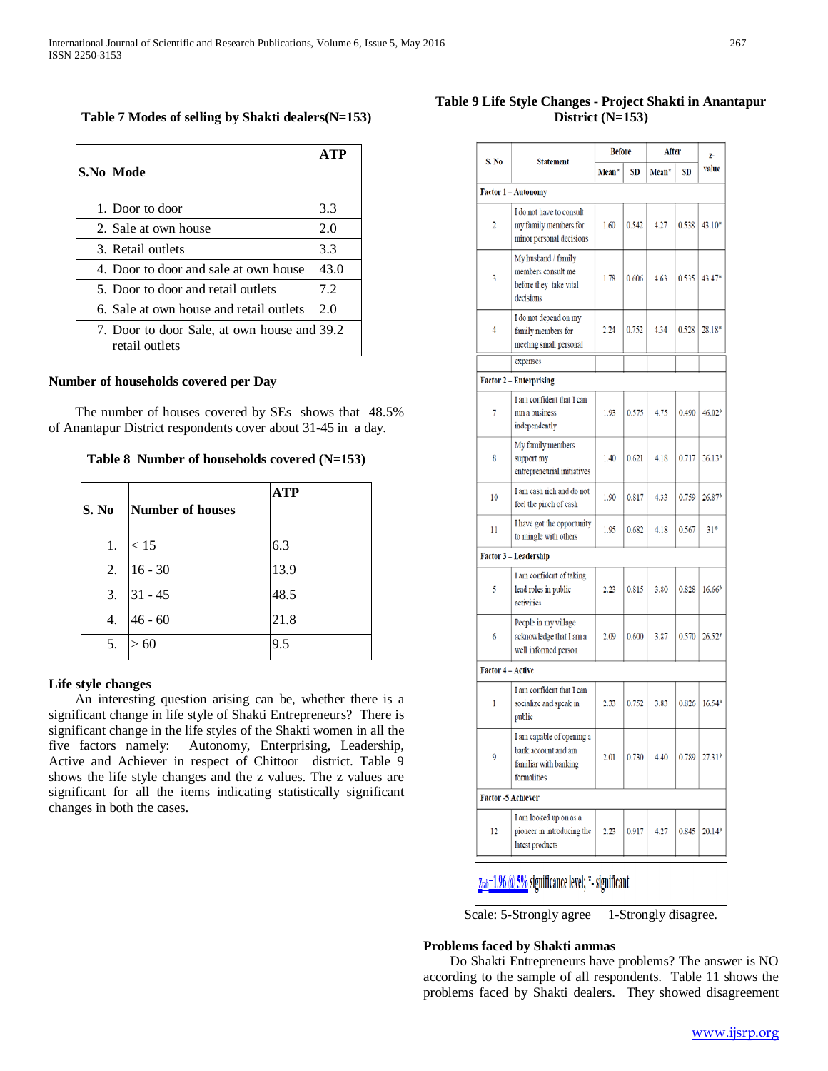**Table 7 Modes of selling by Shakti dealers(N=153)**

| S.No | Mode | ATP |
|---|---|---|
| 1. | Door to door | 3.3 |
| 2. | Sale at own house | 2.0 |
| 3. | Retail outlets | 3.3 |
| 4. | Door to door and sale at own house | 43.0 |
| 5. | Door to door and retail outlets | 7.2 |
| 6. | Sale at own house and retail outlets | 2.0 |
| 7. | Door to door Sale, at own house and retail outlets | 39.2 |

### Number of households covered per Day

The number of houses covered by SEs shows that 48.5% of Anantapur District respondents cover about 31-45 in a day.

**Table 8 Number of households covered (N=153)**

| S. No | Number of houses | ATP |
|---|---|---|
| 1. | < 15 | 6.3 |
| 2. | 16 - 30 | 13.9 |
| 3. | 31 - 45 | 48.5 |
| 4. | 46 - 60 | 21.8 |
| 5. | > 60 | 9.5 |

### Life style changes

An interesting question arising can be, whether there is a significant change in life style of Shakti Entrepreneurs? There is significant change in the life styles of the Shakti women in all the five factors namely: Autonomy, Enterprising, Leadership, Active and Achiever in respect of Chittoor district. Table 9 shows the life style changes and the z values. The z values are significant for all the items indicating statistically significant changes in both the cases.

**Table 9 Life Style Changes - Project Shakti in Anantapur District (N=153)**

| S. No | Statement | Before | | After | | z-value |
|---|---|---|---|---|---|---|
| | | Mean* | SD | Mean* | SD | |
| **Factor 1 – Autonomy** | | | | | | |
| 2 | I do not have to consult my family members for minor personal decisions | 1.60 | 0.542 | 4.27 | 0.538 | 43.10* |
| 3 | My husband / family members consult me before they take vital decisions | 1.78 | 0.606 | 4.63 | 0.535 | 43.47* |
| 4 | I do not depend on my family members for meeting small personal expenses | 2.24 | 0.752 | 4.34 | 0.528 | 28.18* |
| **Factor 2 – Enterprising** | | | | | | |
| 7 | I am confident that I can run a business independently | 1.93 | 0.575 | 4.75 | 0.490 | 46.02* |
| 8 | My family members support my entrepreneurial initiatives | 1.40 | 0.621 | 4.18 | 0.717 | 36.13* |
| 10 | I am cash rich and do not feel the pinch of cash | 1.90 | 0.817 | 4.33 | 0.759 | 26.87* |
| 11 | I have got the opportunity to mingle with others | 1.95 | 0.682 | 4.18 | 0.567 | 31* |
| **Factor 3 – Leadership** | | | | | | |
| 5 | I am confident of taking lead roles in public activities | 2.23 | 0.815 | 3.80 | 0.828 | 16.66* |
| 6 | People in my village acknowledge that I am a well informed person | 2.09 | 0.600 | 3.87 | 0.570 | 26.52* |
| **Factor 4 – Active** | | | | | | |
| 1 | I am confident that I can socialize and speak in public | 2.33 | 0.752 | 3.83 | 0.826 | 16.54* |
| 9 | I am capable of opening a bank account and am familiar with banking formalities | 2.01 | 0.730 | 4.40 | 0.789 | 27.31* |
| **Factor -5 Achiever** | | | | | | |
| 12 | I am looked up on as a pioneer in introducing the latest products | 2.23 | 0.917 | 4.27 | 0.845 | 20.14* |

$Z_{tab}$=1.96 @ 5% significance level; * - significant

Scale: 5-Strongly agree  1-Strongly disagree.

### Problems faced by Shakti ammas

Do Shakti Entrepreneurs have problems? The answer is NO according to the sample of all respondents. Table 11 shows the problems faced by Shakti dealers. They showed disagreement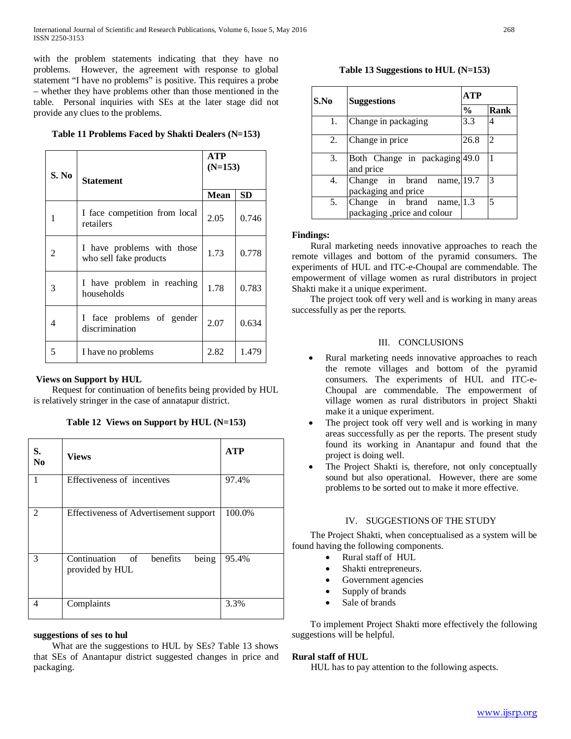with the problem statements indicating that they have no problems. However, the agreement with response to global statement "I have no problems" is positive. This requires a probe – whether they have problems other than those mentioned in the table. Personal inquiries with SEs at the later stage did not provide any clues to the problems.

**Table 11 Problems Faced by Shakti Dealers (N=153)**

| S. No | Statement | ATP (N=153) | |
|---|---|---|---|
| | | Mean | SD |
| 1 | I face competition from local retailers | 2.05 | 0.746 |
| 2 | I have problems with those who sell fake products | 1.73 | 0.778 |
| 3 | I have problem in reaching households | 1.78 | 0.783 |
| 4 | I face problems of gender discrimination | 2.07 | 0.634 |
| 5 | I have no problems | 2.82 | 1.479 |

**Views on Support by HUL**

Request for continuation of benefits being provided by HUL is relatively stringer in the case of annatapur district.

**Table 12 Views on Support by HUL (N=153)**

| S. No | Views | ATP |
|---|---|---|
| 1 | Effectiveness of incentives | 97.4% |
| 2 | Effectiveness of Advertisement support | 100.0% |
| 3 | Continuation of benefits being provided by HUL | 95.4% |
| 4 | Complaints | 3.3% |

**suggestions of ses to hul**

What are the suggestions to HUL by SEs? Table 13 shows that SEs of Anantapur district suggested changes in price and packaging.

**Table 13 Suggestions to HUL (N=153)**

| S.No | Suggestions | ATP | |
|---|---|---|---|
| | | % | Rank |
| 1. | Change in packaging | 3.3 | 4 |
| 2. | Change in price | 26.8 | 2 |
| 3. | Both Change in packaging and price | 49.0 | 1 |
| 4. | Change in brand name, packaging and price | 19.7 | 3 |
| 5. | Change in brand name, packaging ,price and colour | 1.3 | 5 |

**Findings:**

Rural marketing needs innovative approaches to reach the remote villages and bottom of the pyramid consumers. The experiments of HUL and ITC-e-Choupal are commendable. The empowerment of village women as rural distributors in project Shakti make it a unique experiment.

The project took off very well and is working in many areas successfully as per the reports.

## III. CONCLUSIONS

- Rural marketing needs innovative approaches to reach the remote villages and bottom of the pyramid consumers. The experiments of HUL and ITC-e-Choupal are commendable. The empowerment of village women as rural distributors in project Shakti make it a unique experiment.
- The project took off very well and is working in many areas successfully as per the reports. The present study found its working in Anantapur and found that the project is doing well.
- The Project Shakti is, therefore, not only conceptually sound but also operational. However, there are some problems to be sorted out to make it more effective.

## IV. SUGGESTIONS OF THE STUDY

The Project Shakti, when conceptualised as a system will be found having the following components.

- Rural staff of HUL
- Shakti entrepreneurs.
- Government agencies
- Supply of brands
- Sale of brands

To implement Project Shakti more effectively the following suggestions will be helpful.

**Rural staff of HUL**

HUL has to pay attention to the following aspects.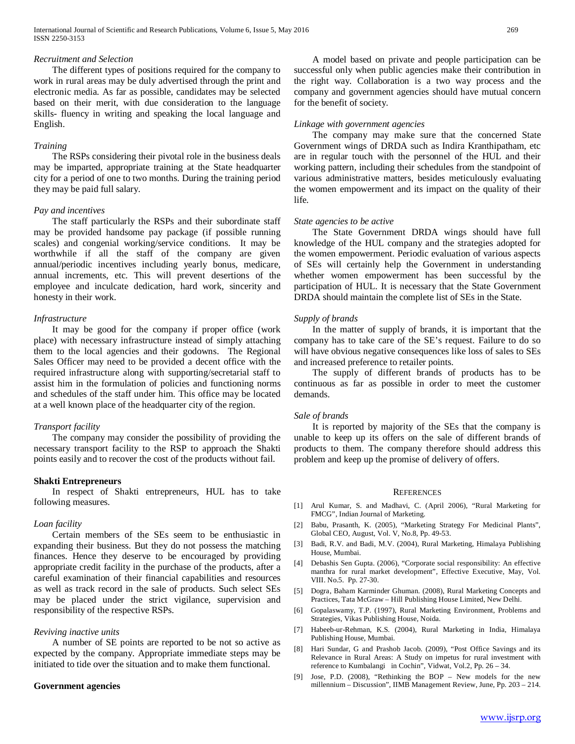*Recruitment and Selection*

The different types of positions required for the company to work in rural areas may be duly advertised through the print and electronic media. As far as possible, candidates may be selected based on their merit, with due consideration to the language skills- fluency in writing and speaking the local language and English.

*Training*

The RSPs considering their pivotal role in the business deals may be imparted, appropriate training at the State headquarter city for a period of one to two months. During the training period they may be paid full salary.

*Pay and incentives*

The staff particularly the RSPs and their subordinate staff may be provided handsome pay package (if possible running scales) and congenial working/service conditions. It may be worthwhile if all the staff of the company are given annual/periodic incentives including yearly bonus, medicare, annual increments, etc. This will prevent desertions of the employee and inculcate dedication, hard work, sincerity and honesty in their work.

*Infrastructure*

It may be good for the company if proper office (work place) with necessary infrastructure instead of simply attaching them to the local agencies and their godowns. The Regional Sales Officer may need to be provided a decent office with the required infrastructure along with supporting/secretarial staff to assist him in the formulation of policies and functioning norms and schedules of the staff under him. This office may be located at a well known place of the headquarter city of the region.

*Transport facility*

The company may consider the possibility of providing the necessary transport facility to the RSP to approach the Shakti points easily and to recover the cost of the products without fail.

**Shakti Entrepreneurs**

In respect of Shakti entrepreneurs, HUL has to take following measures.

*Loan facility*

Certain members of the SEs seem to be enthusiastic in expanding their business. But they do not possess the matching finances. Hence they deserve to be encouraged by providing appropriate credit facility in the purchase of the products, after a careful examination of their financial capabilities and resources as well as track record in the sale of products. Such select SEs may be placed under the strict vigilance, supervision and responsibility of the respective RSPs.

*Reviving inactive units*

A number of SE points are reported to be not so active as expected by the company. Appropriate immediate steps may be initiated to tide over the situation and to make them functional.

**Government agencies**

A model based on private and people participation can be successful only when public agencies make their contribution in the right way. Collaboration is a two way process and the company and government agencies should have mutual concern for the benefit of society.

*Linkage with government agencies*

The company may make sure that the concerned State Government wings of DRDA such as Indira Kranthipatham, etc are in regular touch with the personnel of the HUL and their working pattern, including their schedules from the standpoint of various administrative matters, besides meticulously evaluating the women empowerment and its impact on the quality of their life.

*State agencies to be active*

The State Government DRDA wings should have full knowledge of the HUL company and the strategies adopted for the women empowerment. Periodic evaluation of various aspects of SEs will certainly help the Government in understanding whether women empowerment has been successful by the participation of HUL. It is necessary that the State Government DRDA should maintain the complete list of SEs in the State.

*Supply of brands*

In the matter of supply of brands, it is important that the company has to take care of the SE's request. Failure to do so will have obvious negative consequences like loss of sales to SEs and increased preference to retailer points.

The supply of different brands of products has to be continuous as far as possible in order to meet the customer demands.

*Sale of brands*

It is reported by majority of the SEs that the company is unable to keep up its offers on the sale of different brands of products to them. The company therefore should address this problem and keep up the promise of delivery of offers.

## References

[1] Arul Kumar, S. and Madhavi, C. (April 2006), "Rural Marketing for FMCG", Indian Journal of Marketing.

[2] Babu, Prasanth, K. (2005), "Marketing Strategy For Medicinal Plants", Global CEO, August, Vol. V, No.8, Pp. 49-53.

[3] Badi, R.V. and Badi, M.V. (2004), Rural Marketing, Himalaya Publishing House, Mumbai.

[4] Debashis Sen Gupta. (2006), "Corporate social responsibility: An effective manthra for rural market development", Effective Executive, May, Vol. VIII. No.5. Pp. 27-30.

[5] Dogra, Baham Karminder Ghuman. (2008), Rural Marketing Concepts and Practices, Tata McGraw – Hill Publishing House Limited, New Delhi.

[6] Gopalaswamy, T.P. (1997), Rural Marketing Environment, Problems and Strategies, Vikas Publishing House, Noida.

[7] Habeeb-ur-Rehman, K.S. (2004), Rural Marketing in India, Himalaya Publishing House, Mumbai.

[8] Hari Sundar, G and Prashob Jacob. (2009), "Post Office Savings and its Relevance in Rural Areas: A Study on impetus for rural investment with reference to Kumbalangi in Cochin", Vidwat, Vol.2, Pp. 26 – 34.

[9] Jose, P.D. (2008), "Rethinking the BOP – New models for the new millennium – Discussion", IIMB Management Review, June, Pp. 203 – 214.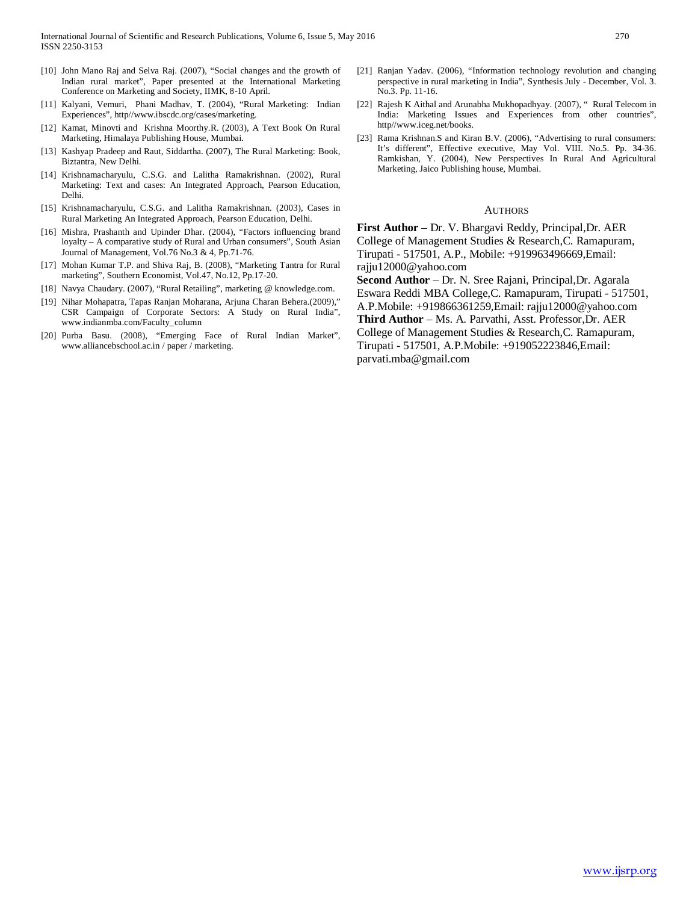[10] John Mano Raj and Selva Raj. (2007), "Social changes and the growth of Indian rural market", Paper presented at the International Marketing Conference on Marketing and Society, IIMK, 8-10 April.

[11] Kalyani, Vemuri, Phani Madhav, T. (2004), "Rural Marketing: Indian Experiences", http//www.ibscdc.org/cases/marketing.

[12] Kamat, Minovti and Krishna Moorthy.R. (2003), A Text Book On Rural Marketing, Himalaya Publishing House, Mumbai.

[13] Kashyap Pradeep and Raut, Siddartha. (2007), The Rural Marketing: Book, Biztantra, New Delhi.

[14] Krishnamacharyulu, C.S.G. and Lalitha Ramakrishnan. (2002), Rural Marketing: Text and cases: An Integrated Approach, Pearson Education, Delhi.

[15] Krishnamacharyulu, C.S.G. and Lalitha Ramakrishnan. (2003), Cases in Rural Marketing An Integrated Approach, Pearson Education, Delhi.

[16] Mishra, Prashanth and Upinder Dhar. (2004), "Factors influencing brand loyalty – A comparative study of Rural and Urban consumers", South Asian Journal of Management, Vol.76 No.3 & 4, Pp.71-76.

[17] Mohan Kumar T.P. and Shiva Raj, B. (2008), "Marketing Tantra for Rural marketing", Southern Economist, Vol.47, No.12, Pp.17-20.

[18] Navya Chaudary. (2007), "Rural Retailing", marketing @ knowledge.com.

[19] Nihar Mohapatra, Tapas Ranjan Moharana, Arjuna Charan Behera.(2009)," CSR Campaign of Corporate Sectors: A Study on Rural India", www.indianmba.com/Faculty_column

[20] Purba Basu. (2008), "Emerging Face of Rural Indian Market", www.alliancebschool.ac.in / paper / marketing.

[21] Ranjan Yadav. (2006), "Information technology revolution and changing perspective in rural marketing in India", Synthesis July - December, Vol. 3. No.3. Pp. 11-16.

[22] Rajesh K Aithal and Arunabha Mukhopadhyay. (2007), " Rural Telecom in India: Marketing Issues and Experiences from other countries", http//www.iceg.net/books.

[23] Rama Krishnan.S and Kiran B.V. (2006), "Advertising to rural consumers: It's different", Effective executive, May Vol. VIII. No.5. Pp. 34-36. Ramkishan, Y. (2004), New Perspectives In Rural And Agricultural Marketing, Jaico Publishing house, Mumbai.

## Authors

**First Author** – Dr. V. Bhargavi Reddy, Principal,Dr. AER College of Management Studies & Research,C. Ramapuram, Tirupati - 517501, A.P., Mobile: +919963496669,Email: rajju12000@yahoo.com

**Second Author** – Dr. N. Sree Rajani, Principal,Dr. Agarala Eswara Reddi MBA College,C. Ramapuram, Tirupati - 517501, A.P.Mobile: +919866361259,Email: rajju12000@yahoo.com

**Third Author** – Ms. A. Parvathi, Asst. Professor,Dr. AER College of Management Studies & Research,C. Ramapuram, Tirupati - 517501, A.P.Mobile: +919052223846,Email: parvati.mba@gmail.com